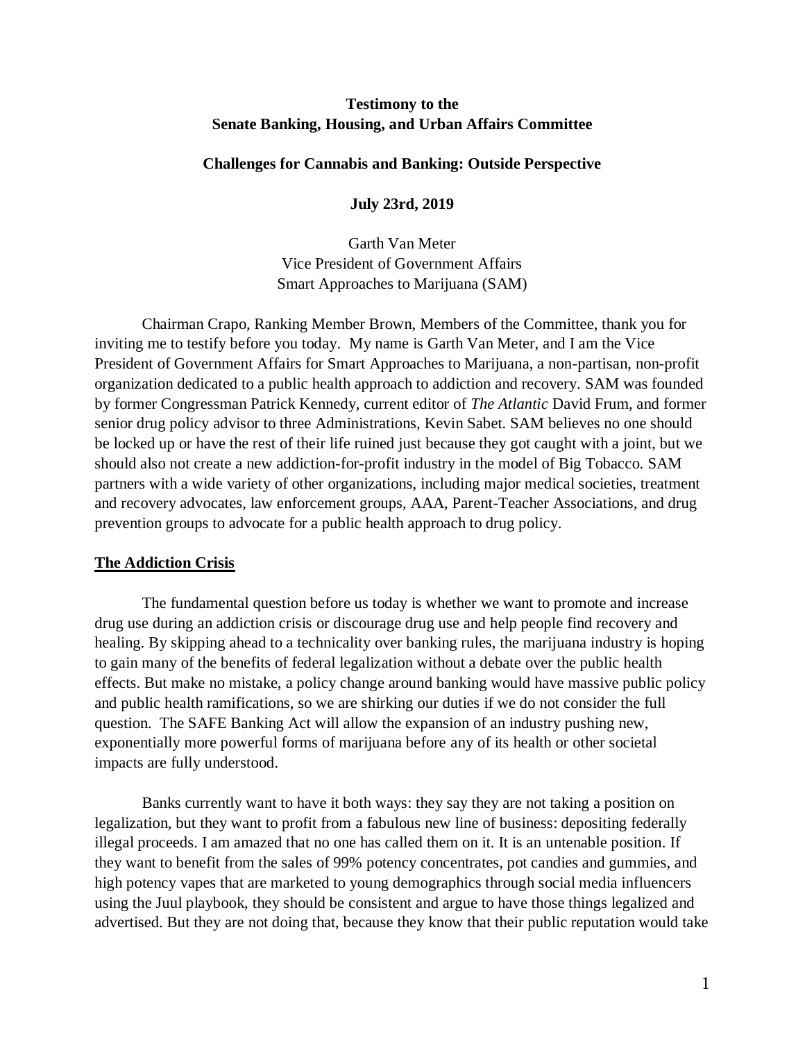**Testimony to the**
**Senate Banking, Housing, and Urban Affairs Committee**

**Challenges for Cannabis and Banking: Outside Perspective**

**July 23rd, 2019**

Garth Van Meter
Vice President of Government Affairs
Smart Approaches to Marijuana (SAM)

Chairman Crapo, Ranking Member Brown, Members of the Committee, thank you for inviting me to testify before you today. My name is Garth Van Meter, and I am the Vice President of Government Affairs for Smart Approaches to Marijuana, a non-partisan, non-profit organization dedicated to a public health approach to addiction and recovery. SAM was founded by former Congressman Patrick Kennedy, current editor of *The Atlantic* David Frum, and former senior drug policy advisor to three Administrations, Kevin Sabet. SAM believes no one should be locked up or have the rest of their life ruined just because they got caught with a joint, but we should also not create a new addiction-for-profit industry in the model of Big Tobacco. SAM partners with a wide variety of other organizations, including major medical societies, treatment and recovery advocates, law enforcement groups, AAA, Parent-Teacher Associations, and drug prevention groups to advocate for a public health approach to drug policy.

## The Addiction Crisis

The fundamental question before us today is whether we want to promote and increase drug use during an addiction crisis or discourage drug use and help people find recovery and healing. By skipping ahead to a technicality over banking rules, the marijuana industry is hoping to gain many of the benefits of federal legalization without a debate over the public health effects. But make no mistake, a policy change around banking would have massive public policy and public health ramifications, so we are shirking our duties if we do not consider the full question. The SAFE Banking Act will allow the expansion of an industry pushing new, exponentially more powerful forms of marijuana before any of its health or other societal impacts are fully understood.

Banks currently want to have it both ways: they say they are not taking a position on legalization, but they want to profit from a fabulous new line of business: depositing federally illegal proceeds. I am amazed that no one has called them on it. It is an untenable position. If they want to benefit from the sales of 99% potency concentrates, pot candies and gummies, and high potency vapes that are marketed to young demographics through social media influencers using the Juul playbook, they should be consistent and argue to have those things legalized and advertised. But they are not doing that, because they know that their public reputation would take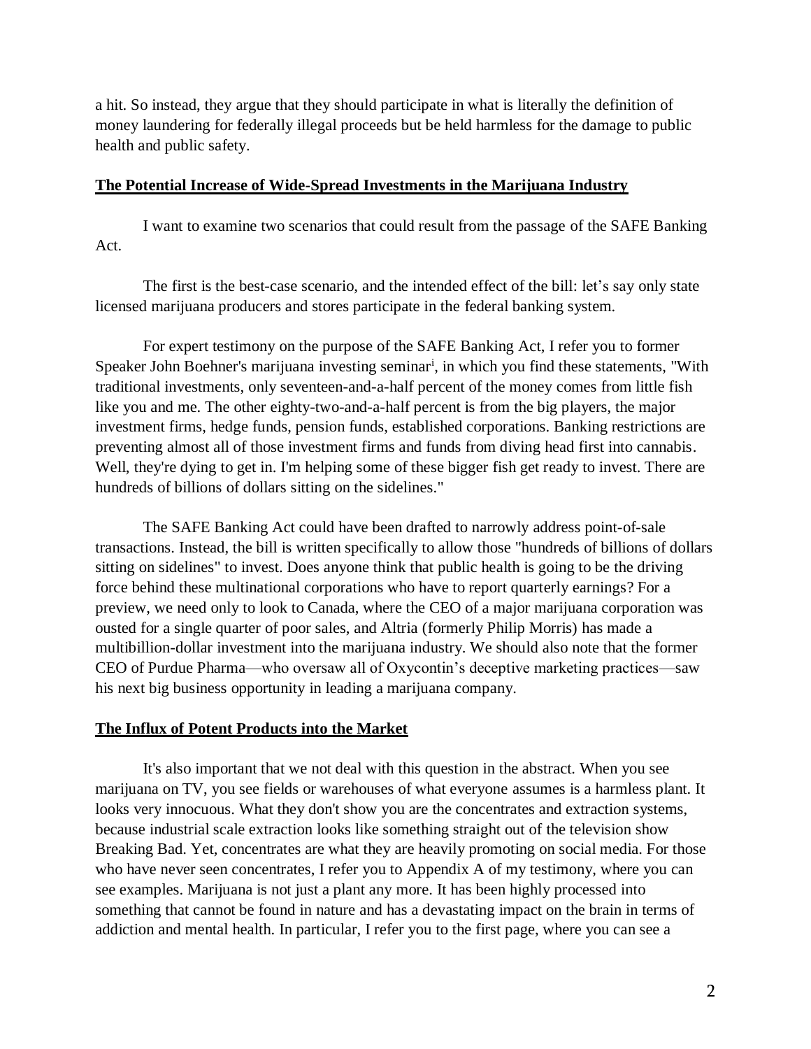a hit. So instead, they argue that they should participate in what is literally the definition of money laundering for federally illegal proceeds but be held harmless for the damage to public health and public safety.

**The Potential Increase of Wide-Spread Investments in the Marijuana Industry**

I want to examine two scenarios that could result from the passage of the SAFE Banking Act.

The first is the best-case scenario, and the intended effect of the bill: let's say only state licensed marijuana producers and stores participate in the federal banking system.

For expert testimony on the purpose of the SAFE Banking Act, I refer you to former Speaker John Boehner's marijuana investing seminar[i], in which you find these statements, "With traditional investments, only seventeen-and-a-half percent of the money comes from little fish like you and me. The other eighty-two-and-a-half percent is from the big players, the major investment firms, hedge funds, pension funds, established corporations. Banking restrictions are preventing almost all of those investment firms and funds from diving head first into cannabis. Well, they're dying to get in. I'm helping some of these bigger fish get ready to invest. There are hundreds of billions of dollars sitting on the sidelines."

The SAFE Banking Act could have been drafted to narrowly address point-of-sale transactions. Instead, the bill is written specifically to allow those "hundreds of billions of dollars sitting on sidelines" to invest. Does anyone think that public health is going to be the driving force behind these multinational corporations who have to report quarterly earnings? For a preview, we need only to look to Canada, where the CEO of a major marijuana corporation was ousted for a single quarter of poor sales, and Altria (formerly Philip Morris) has made a multibillion-dollar investment into the marijuana industry. We should also note that the former CEO of Purdue Pharma—who oversaw all of Oxycontin's deceptive marketing practices—saw his next big business opportunity in leading a marijuana company.

**The Influx of Potent Products into the Market**

It's also important that we not deal with this question in the abstract. When you see marijuana on TV, you see fields or warehouses of what everyone assumes is a harmless plant. It looks very innocuous. What they don't show you are the concentrates and extraction systems, because industrial scale extraction looks like something straight out of the television show Breaking Bad. Yet, concentrates are what they are heavily promoting on social media. For those who have never seen concentrates, I refer you to Appendix A of my testimony, where you can see examples. Marijuana is not just a plant any more. It has been highly processed into something that cannot be found in nature and has a devastating impact on the brain in terms of addiction and mental health. In particular, I refer you to the first page, where you can see a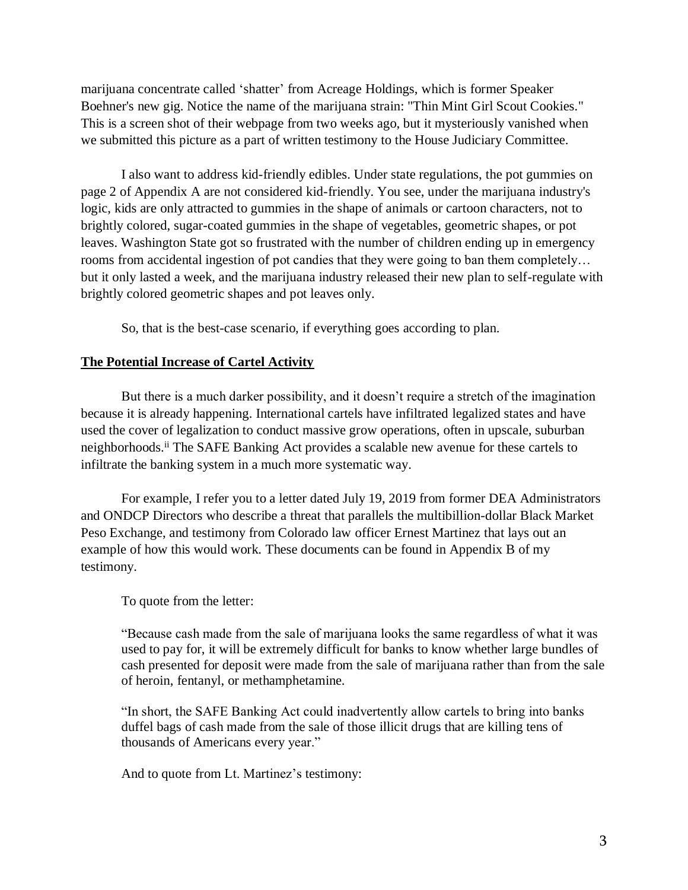marijuana concentrate called 'shatter' from Acreage Holdings, which is former Speaker Boehner's new gig. Notice the name of the marijuana strain: "Thin Mint Girl Scout Cookies." This is a screen shot of their webpage from two weeks ago, but it mysteriously vanished when we submitted this picture as a part of written testimony to the House Judiciary Committee.

I also want to address kid-friendly edibles. Under state regulations, the pot gummies on page 2 of Appendix A are not considered kid-friendly. You see, under the marijuana industry's logic, kids are only attracted to gummies in the shape of animals or cartoon characters, not to brightly colored, sugar-coated gummies in the shape of vegetables, geometric shapes, or pot leaves. Washington State got so frustrated with the number of children ending up in emergency rooms from accidental ingestion of pot candies that they were going to ban them completely… but it only lasted a week, and the marijuana industry released their new plan to self-regulate with brightly colored geometric shapes and pot leaves only.

So, that is the best-case scenario, if everything goes according to plan.

**<u>The Potential Increase of Cartel Activity</u>**

But there is a much darker possibility, and it doesn't require a stretch of the imagination because it is already happening. International cartels have infiltrated legalized states and have used the cover of legalization to conduct massive grow operations, often in upscale, suburban neighborhoods.[ii] The SAFE Banking Act provides a scalable new avenue for these cartels to infiltrate the banking system in a much more systematic way.

For example, I refer you to a letter dated July 19, 2019 from former DEA Administrators and ONDCP Directors who describe a threat that parallels the multibillion-dollar Black Market Peso Exchange, and testimony from Colorado law officer Ernest Martinez that lays out an example of how this would work. These documents can be found in Appendix B of my testimony.

To quote from the letter:

> "Because cash made from the sale of marijuana looks the same regardless of what it was used to pay for, it will be extremely difficult for banks to know whether large bundles of cash presented for deposit were made from the sale of marijuana rather than from the sale of heroin, fentanyl, or methamphetamine.
>
> "In short, the SAFE Banking Act could inadvertently allow cartels to bring into banks duffel bags of cash made from the sale of those illicit drugs that are killing tens of thousands of Americans every year."

And to quote from Lt. Martinez's testimony: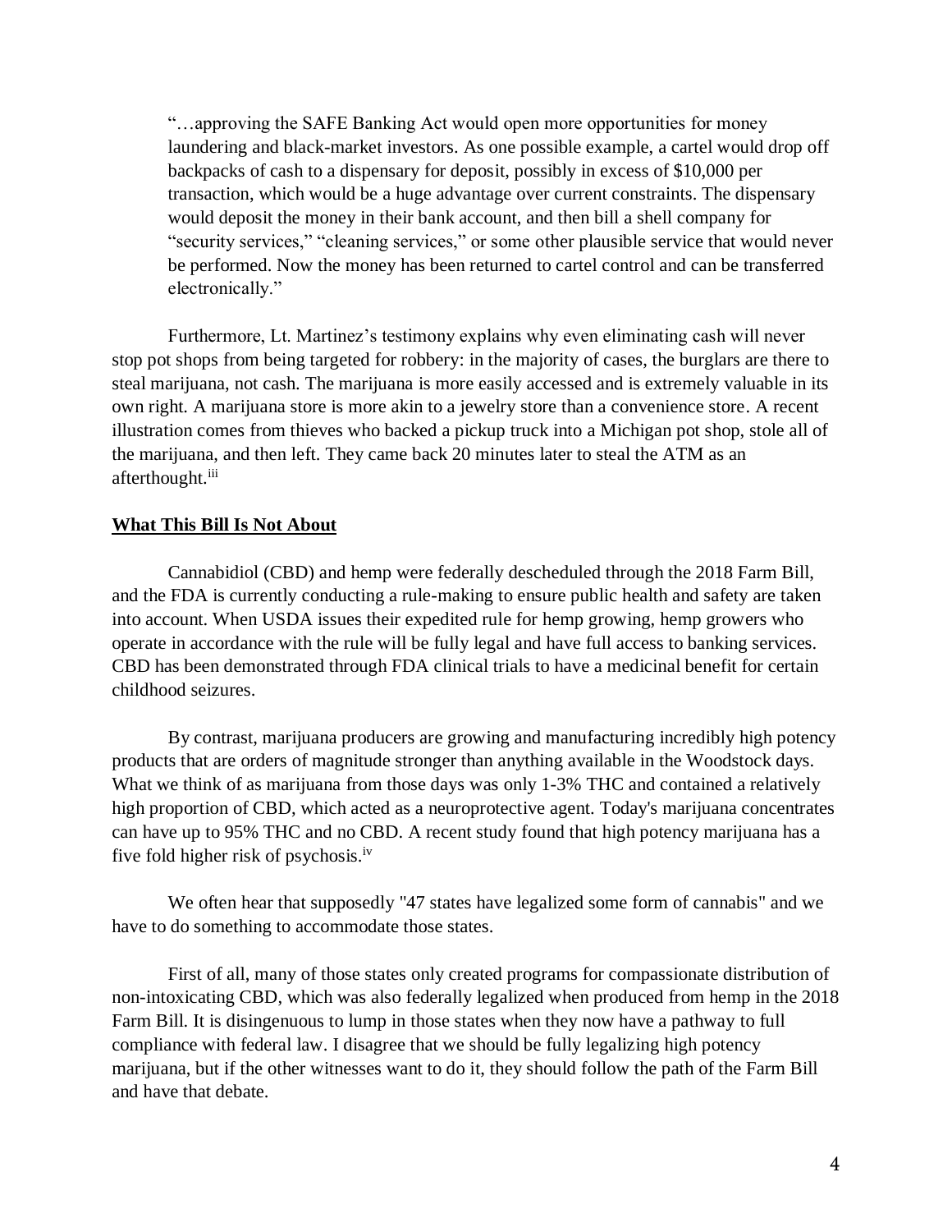> "…approving the SAFE Banking Act would open more opportunities for money laundering and black-market investors. As one possible example, a cartel would drop off backpacks of cash to a dispensary for deposit, possibly in excess of $10,000 per transaction, which would be a huge advantage over current constraints. The dispensary would deposit the money in their bank account, and then bill a shell company for "security services," "cleaning services," or some other plausible service that would never be performed. Now the money has been returned to cartel control and can be transferred electronically."

Furthermore, Lt. Martinez's testimony explains why even eliminating cash will never stop pot shops from being targeted for robbery: in the majority of cases, the burglars are there to steal marijuana, not cash. The marijuana is more easily accessed and is extremely valuable in its own right. A marijuana store is more akin to a jewelry store than a convenience store. A recent illustration comes from thieves who backed a pickup truck into a Michigan pot shop, stole all of the marijuana, and then left. They came back 20 minutes later to steal the ATM as an afterthought.[iii]

## <u>What This Bill Is Not About</u>

Cannabidiol (CBD) and hemp were federally descheduled through the 2018 Farm Bill, and the FDA is currently conducting a rule-making to ensure public health and safety are taken into account. When USDA issues their expedited rule for hemp growing, hemp growers who operate in accordance with the rule will be fully legal and have full access to banking services. CBD has been demonstrated through FDA clinical trials to have a medicinal benefit for certain childhood seizures.

By contrast, marijuana producers are growing and manufacturing incredibly high potency products that are orders of magnitude stronger than anything available in the Woodstock days. What we think of as marijuana from those days was only 1-3% THC and contained a relatively high proportion of CBD, which acted as a neuroprotective agent. Today's marijuana concentrates can have up to 95% THC and no CBD. A recent study found that high potency marijuana has a five fold higher risk of psychosis.[iv]

We often hear that supposedly "47 states have legalized some form of cannabis" and we have to do something to accommodate those states.

First of all, many of those states only created programs for compassionate distribution of non-intoxicating CBD, which was also federally legalized when produced from hemp in the 2018 Farm Bill. It is disingenuous to lump in those states when they now have a pathway to full compliance with federal law. I disagree that we should be fully legalizing high potency marijuana, but if the other witnesses want to do it, they should follow the path of the Farm Bill and have that debate.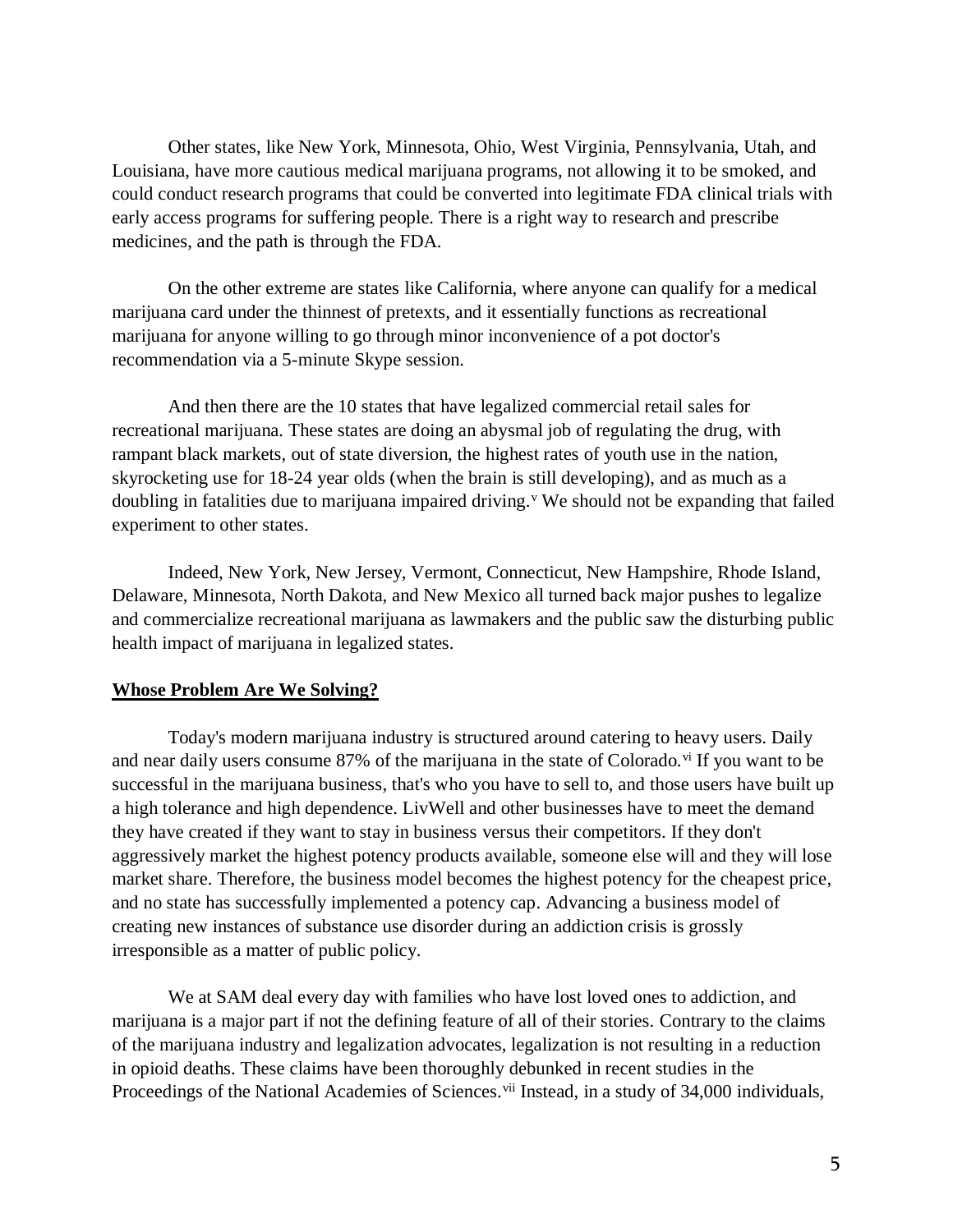Other states, like New York, Minnesota, Ohio, West Virginia, Pennsylvania, Utah, and Louisiana, have more cautious medical marijuana programs, not allowing it to be smoked, and could conduct research programs that could be converted into legitimate FDA clinical trials with early access programs for suffering people. There is a right way to research and prescribe medicines, and the path is through the FDA.

On the other extreme are states like California, where anyone can qualify for a medical marijuana card under the thinnest of pretexts, and it essentially functions as recreational marijuana for anyone willing to go through minor inconvenience of a pot doctor's recommendation via a 5-minute Skype session.

And then there are the 10 states that have legalized commercial retail sales for recreational marijuana. These states are doing an abysmal job of regulating the drug, with rampant black markets, out of state diversion, the highest rates of youth use in the nation, skyrocketing use for 18-24 year olds (when the brain is still developing), and as much as a doubling in fatalities due to marijuana impaired driving.[v] We should not be expanding that failed experiment to other states.

Indeed, New York, New Jersey, Vermont, Connecticut, New Hampshire, Rhode Island, Delaware, Minnesota, North Dakota, and New Mexico all turned back major pushes to legalize and commercialize recreational marijuana as lawmakers and the public saw the disturbing public health impact of marijuana in legalized states.

## Whose Problem Are We Solving?

Today's modern marijuana industry is structured around catering to heavy users. Daily and near daily users consume 87% of the marijuana in the state of Colorado.[vi] If you want to be successful in the marijuana business, that's who you have to sell to, and those users have built up a high tolerance and high dependence. LivWell and other businesses have to meet the demand they have created if they want to stay in business versus their competitors. If they don't aggressively market the highest potency products available, someone else will and they will lose market share. Therefore, the business model becomes the highest potency for the cheapest price, and no state has successfully implemented a potency cap. Advancing a business model of creating new instances of substance use disorder during an addiction crisis is grossly irresponsible as a matter of public policy.

We at SAM deal every day with families who have lost loved ones to addiction, and marijuana is a major part if not the defining feature of all of their stories. Contrary to the claims of the marijuana industry and legalization advocates, legalization is not resulting in a reduction in opioid deaths. These claims have been thoroughly debunked in recent studies in the Proceedings of the National Academies of Sciences.[vii] Instead, in a study of 34,000 individuals,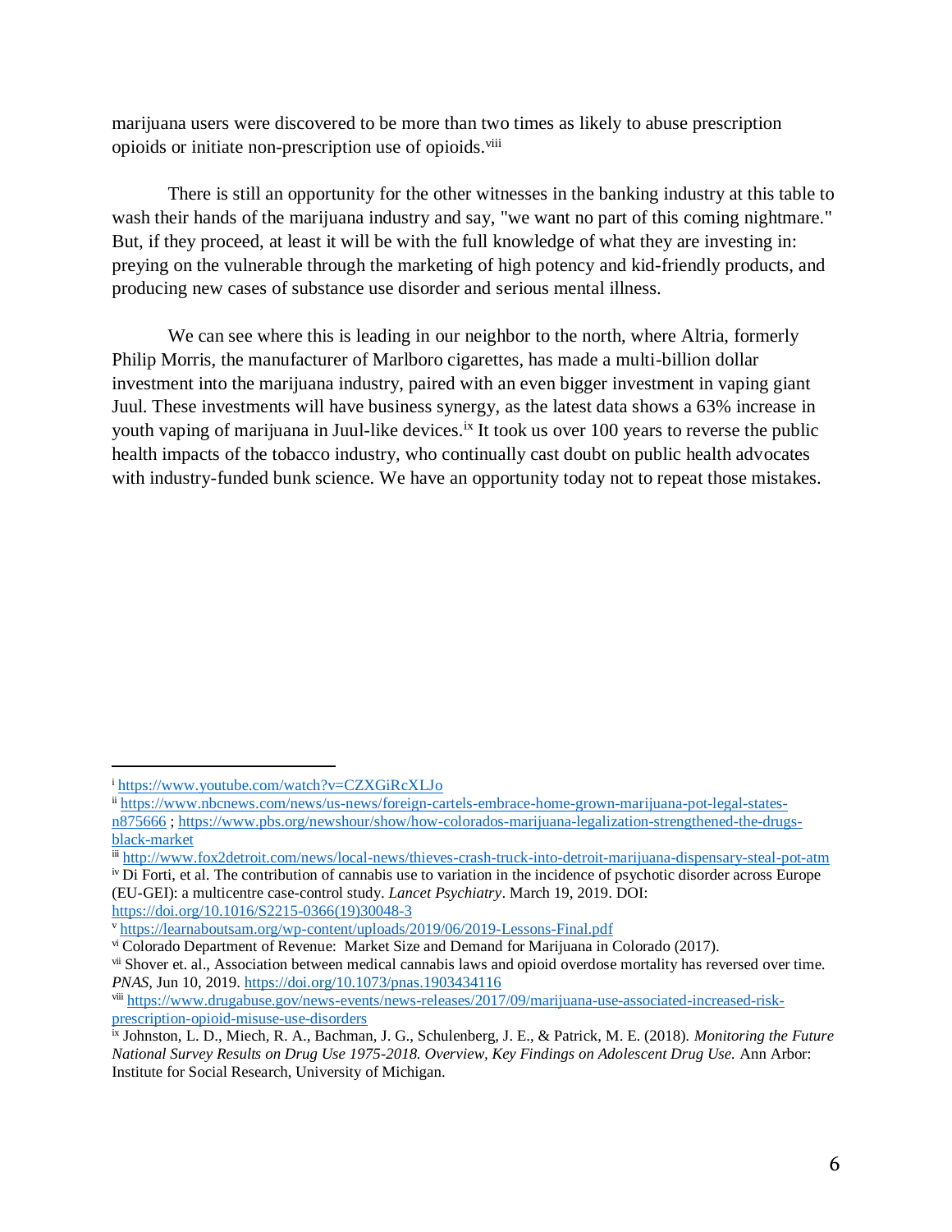marijuana users were discovered to be more than two times as likely to abuse prescription opioids or initiate non-prescription use of opioids.[viii]

There is still an opportunity for the other witnesses in the banking industry at this table to wash their hands of the marijuana industry and say, "we want no part of this coming nightmare." But, if they proceed, at least it will be with the full knowledge of what they are investing in: preying on the vulnerable through the marketing of high potency and kid-friendly products, and producing new cases of substance use disorder and serious mental illness.

We can see where this is leading in our neighbor to the north, where Altria, formerly Philip Morris, the manufacturer of Marlboro cigarettes, has made a multi-billion dollar investment into the marijuana industry, paired with an even bigger investment in vaping giant Juul. These investments will have business synergy, as the latest data shows a 63% increase in youth vaping of marijuana in Juul-like devices.[ix] It took us over 100 years to reverse the public health impacts of the tobacco industry, who continually cast doubt on public health advocates with industry-funded bunk science. We have an opportunity today not to repeat those mistakes.

---

[i] https://www.youtube.com/watch?v=CZXGiRcXLJo

[ii] https://www.nbcnews.com/news/us-news/foreign-cartels-embrace-home-grown-marijuana-pot-legal-states-n875666 ; https://www.pbs.org/newshour/show/how-colorados-marijuana-legalization-strengthened-the-drugs-black-market

[iii] http://www.fox2detroit.com/news/local-news/thieves-crash-truck-into-detroit-marijuana-dispensary-steal-pot-atm

[iv] Di Forti, et al. The contribution of cannabis use to variation in the incidence of psychotic disorder across Europe (EU-GEI): a multicentre case-control study. *Lancet Psychiatry*. March 19, 2019. DOI: https://doi.org/10.1016/S2215-0366(19)30048-3

[v] https://learnaboutsam.org/wp-content/uploads/2019/06/2019-Lessons-Final.pdf

[vi] Colorado Department of Revenue: Market Size and Demand for Marijuana in Colorado (2017).

[vii] Shover et. al., Association between medical cannabis laws and opioid overdose mortality has reversed over time. *PNAS*, Jun 10, 2019. https://doi.org/10.1073/pnas.1903434116

[viii] https://www.drugabuse.gov/news-events/news-releases/2017/09/marijuana-use-associated-increased-risk-prescription-opioid-misuse-use-disorders

[ix] Johnston, L. D., Miech, R. A., Bachman, J. G., Schulenberg, J. E., & Patrick, M. E. (2018). *Monitoring the Future National Survey Results on Drug Use 1975-2018. Overview, Key Findings on Adolescent Drug Use.* Ann Arbor: Institute for Social Research, University of Michigan.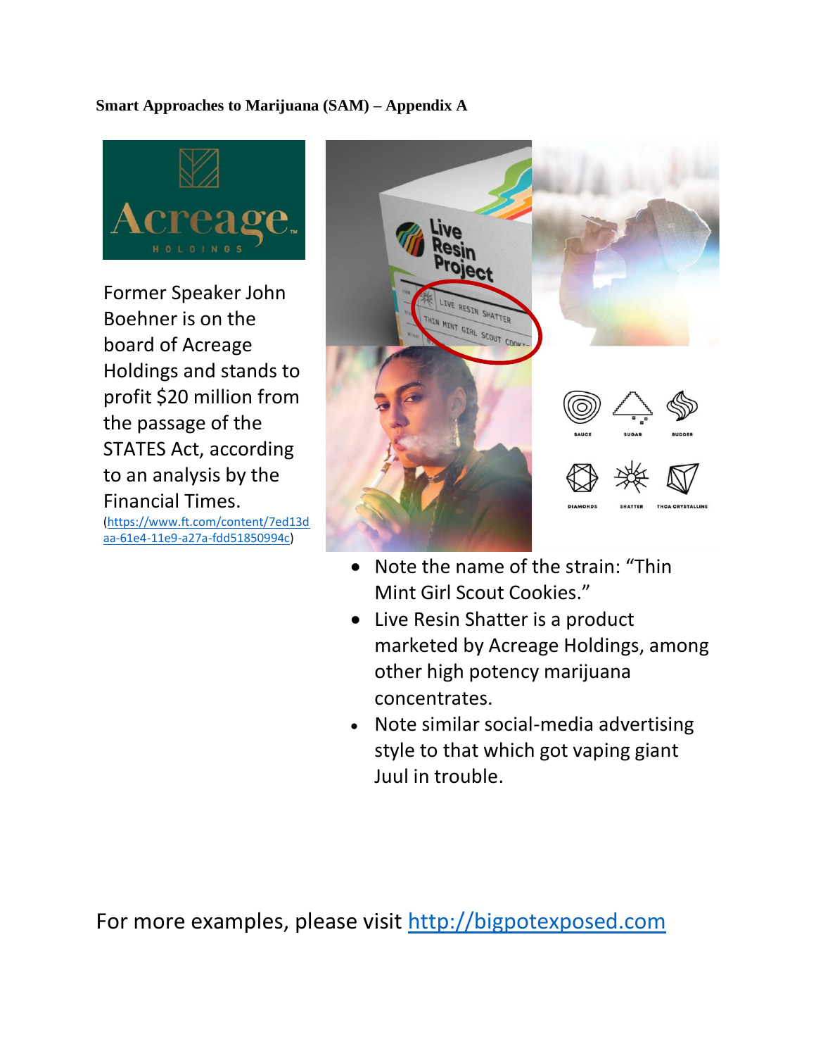**Smart Approaches to Marijuana (SAM) – Appendix A**

Former Speaker John Boehner is on the board of Acreage Holdings and stands to profit $20 million from the passage of the STATES Act, according to an analysis by the Financial Times.
(https://www.ft.com/content/7ed13daa-61e4-11e9-a27a-fdd51850994c)

- Note the name of the strain: “Thin Mint Girl Scout Cookies.”
- Live Resin Shatter is a product marketed by Acreage Holdings, among other high potency marijuana concentrates.
- Note similar social-media advertising style to that which got vaping giant Juul in trouble.

For more examples, please visit http://bigpotexposed.com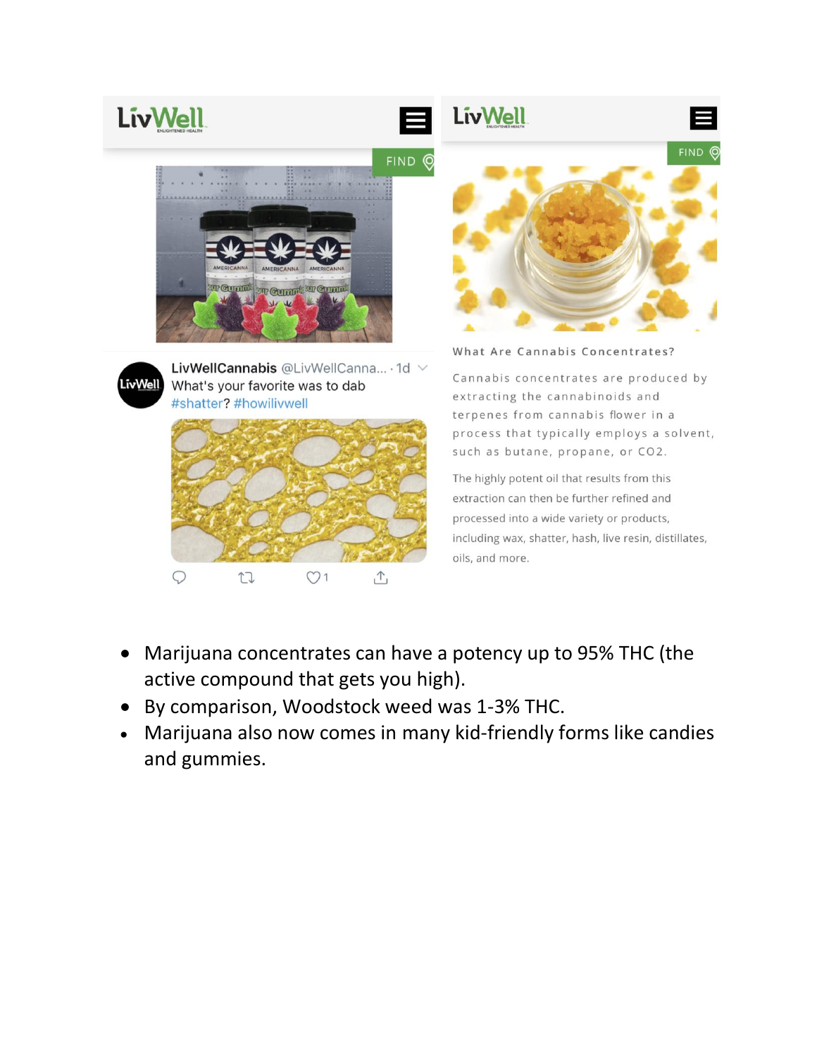LivWell

FIND

LivWellCannabis @LivWellCanna... · 1d

What's your favorite was to dab #shatter? #howilivwell

LivWell

FIND

What Are Cannabis Concentrates?

Cannabis concentrates are produced by extracting the cannabinoids and terpenes from cannabis flower in a process that typically employs a solvent, such as butane, propane, or CO2.

The highly potent oil that results from this extraction can then be further refined and processed into a wide variety or products, including wax, shatter, hash, live resin, distillates, oils, and more.

- Marijuana concentrates can have a potency up to 95% THC (the active compound that gets you high).
- By comparison, Woodstock weed was 1-3% THC.
- Marijuana also now comes in many kid-friendly forms like candies and gummies.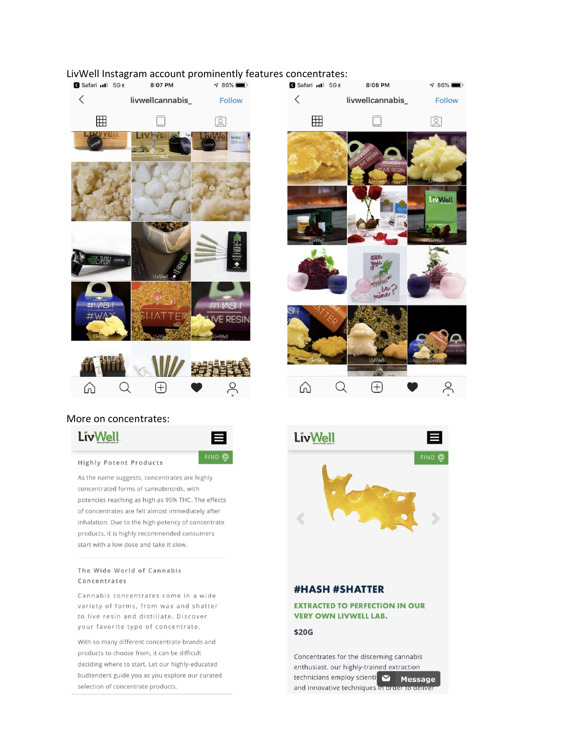LivWell Instagram account prominently features concentrates:

Safari 5G E 8:07 PM 86%

livwellcannabis_ Follow

Safari 5G E 8:08 PM 86%

livwellcannabis_ Follow

More on concentrates:

LivWell

FIND

Highly Potent Products

As the name suggests, concentrates are highly concentrated forms of cannabinoids, with potencies reaching as high as 95% THC. The effects of concentrates are felt almost immediately after inhalation. Due to the high potency of concentrate products, it is highly recommended consumers start with a low dose and take it slow.

The Wide World of Cannabis Concentrates

Cannabis concentrates come in a wide variety of forms, from wax and shatter to live resin and distillate. Discover your favorite type of concentrate.

With so many different concentrate brands and products to choose from, it can be difficult deciding where to start. Let our highly-educated budtenders guide you as you explore our curated selection of concentrate products.

LivWell

FIND

#HASH #SHATTER

EXTRACTED TO PERFECTION IN OUR VERY OWN LIVWELL LAB.

$20G

Concentrates for the discerning cannabis enthusiast. our highly-trained extraction technicians employ scienti[...] and innovative techniques in order to deliver

Message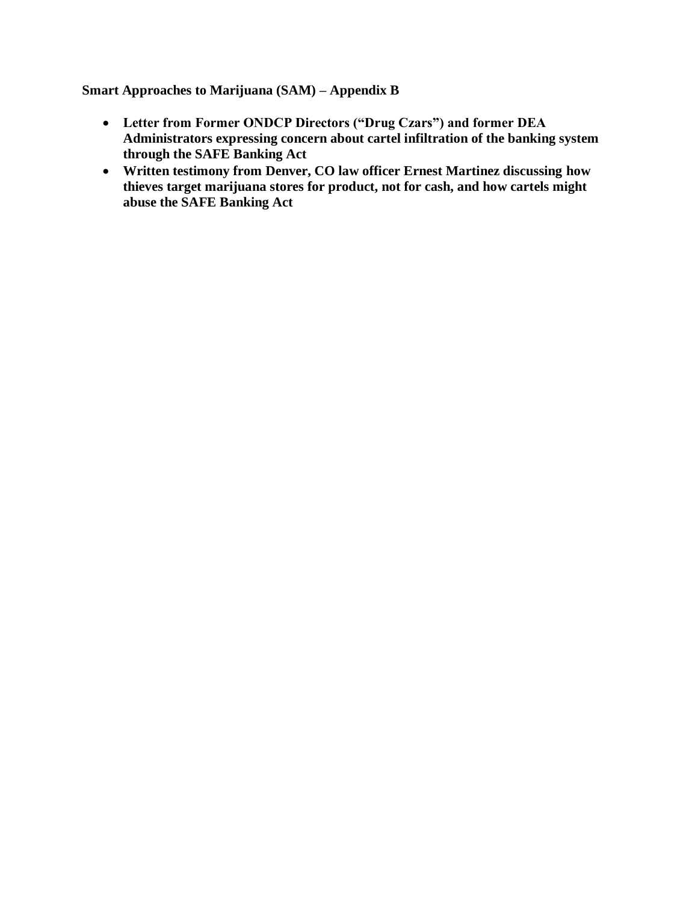**Smart Approaches to Marijuana (SAM) – Appendix B**

- **Letter from Former ONDCP Directors ("Drug Czars") and former DEA Administrators expressing concern about cartel infiltration of the banking system through the SAFE Banking Act**
- **Written testimony from Denver, CO law officer Ernest Martinez discussing how thieves target marijuana stores for product, not for cash, and how cartels might abuse the SAFE Banking Act**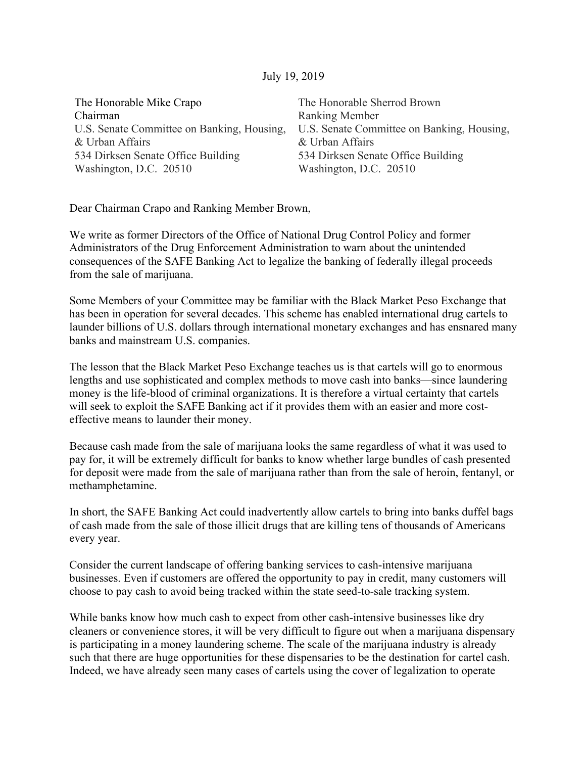July 19, 2019

The Honorable Mike Crapo
Chairman
U.S. Senate Committee on Banking, Housing, & Urban Affairs
534 Dirksen Senate Office Building
Washington, D.C. 20510

The Honorable Sherrod Brown
Ranking Member
U.S. Senate Committee on Banking, Housing, & Urban Affairs
534 Dirksen Senate Office Building
Washington, D.C. 20510

Dear Chairman Crapo and Ranking Member Brown,

We write as former Directors of the Office of National Drug Control Policy and former Administrators of the Drug Enforcement Administration to warn about the unintended consequences of the SAFE Banking Act to legalize the banking of federally illegal proceeds from the sale of marijuana.

Some Members of your Committee may be familiar with the Black Market Peso Exchange that has been in operation for several decades. This scheme has enabled international drug cartels to launder billions of U.S. dollars through international monetary exchanges and has ensnared many banks and mainstream U.S. companies.

The lesson that the Black Market Peso Exchange teaches us is that cartels will go to enormous lengths and use sophisticated and complex methods to move cash into banks—since laundering money is the life-blood of criminal organizations. It is therefore a virtual certainty that cartels will seek to exploit the SAFE Banking act if it provides them with an easier and more cost-effective means to launder their money.

Because cash made from the sale of marijuana looks the same regardless of what it was used to pay for, it will be extremely difficult for banks to know whether large bundles of cash presented for deposit were made from the sale of marijuana rather than from the sale of heroin, fentanyl, or methamphetamine.

In short, the SAFE Banking Act could inadvertently allow cartels to bring into banks duffel bags of cash made from the sale of those illicit drugs that are killing tens of thousands of Americans every year.

Consider the current landscape of offering banking services to cash-intensive marijuana businesses. Even if customers are offered the opportunity to pay in credit, many customers will choose to pay cash to avoid being tracked within the state seed-to-sale tracking system.

While banks know how much cash to expect from other cash-intensive businesses like dry cleaners or convenience stores, it will be very difficult to figure out when a marijuana dispensary is participating in a money laundering scheme. The scale of the marijuana industry is already such that there are huge opportunities for these dispensaries to be the destination for cartel cash. Indeed, we have already seen many cases of cartels using the cover of legalization to operate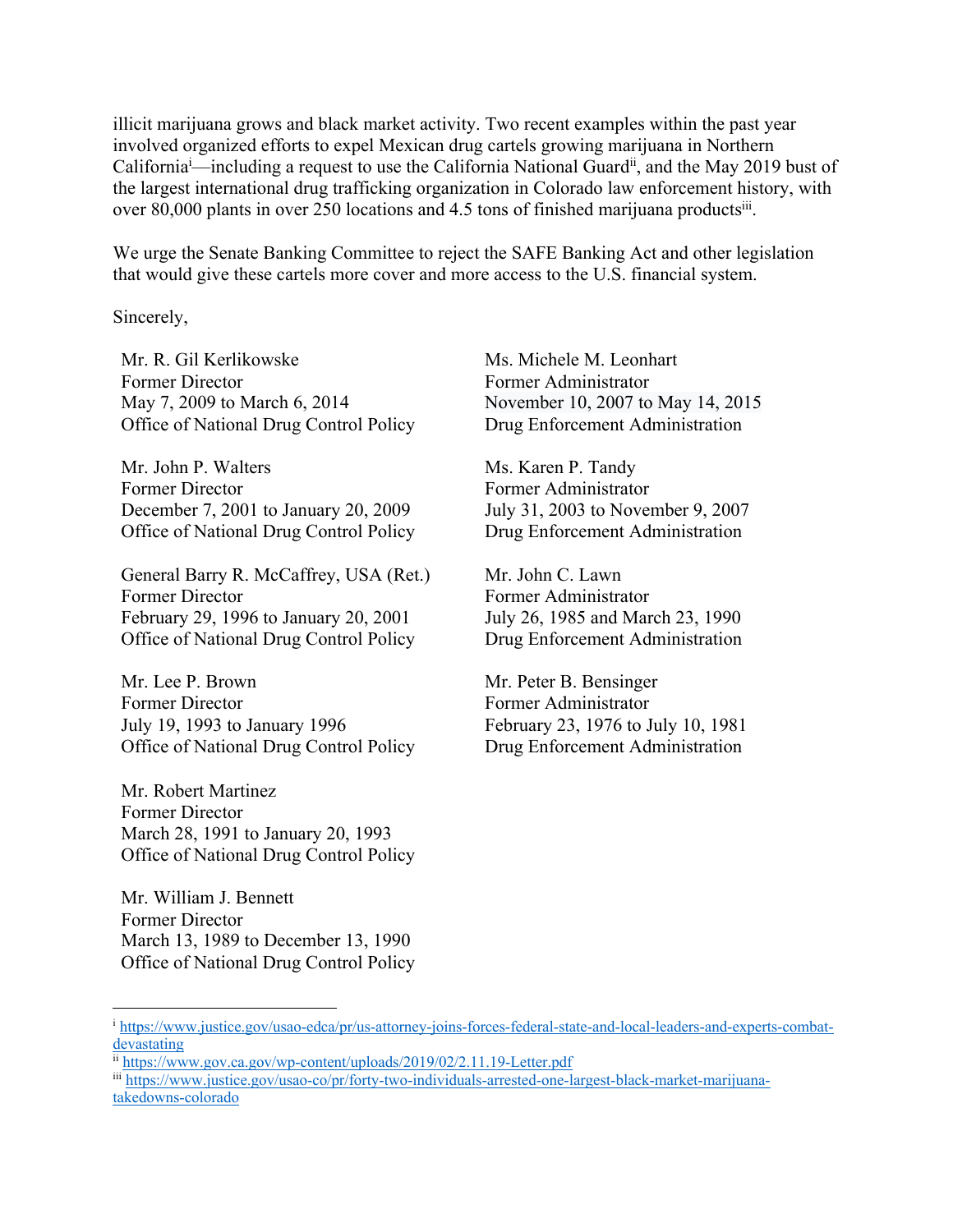illicit marijuana grows and black market activity. Two recent examples within the past year involved organized efforts to expel Mexican drug cartels growing marijuana in Northern California[i]—including a request to use the California National Guard[ii], and the May 2019 bust of the largest international drug trafficking organization in Colorado law enforcement history, with over 80,000 plants in over 250 locations and 4.5 tons of finished marijuana products[iii].

We urge the Senate Banking Committee to reject the SAFE Banking Act and other legislation that would give these cartels more cover and more access to the U.S. financial system.

Sincerely,

Mr. R. Gil Kerlikowske
Former Director
May 7, 2009 to March 6, 2014
Office of National Drug Control Policy

Mr. John P. Walters
Former Director
December 7, 2001 to January 20, 2009
Office of National Drug Control Policy

General Barry R. McCaffrey, USA (Ret.)
Former Director
February 29, 1996 to January 20, 2001
Office of National Drug Control Policy

Mr. Lee P. Brown
Former Director
July 19, 1993 to January 1996
Office of National Drug Control Policy

Mr. Robert Martinez
Former Director
March 28, 1991 to January 20, 1993
Office of National Drug Control Policy

Mr. William J. Bennett
Former Director
March 13, 1989 to December 13, 1990
Office of National Drug Control Policy

Ms. Michele M. Leonhart
Former Administrator
November 10, 2007 to May 14, 2015
Drug Enforcement Administration

Ms. Karen P. Tandy
Former Administrator
July 31, 2003 to November 9, 2007
Drug Enforcement Administration

Mr. John C. Lawn
Former Administrator
July 26, 1985 and March 23, 1990
Drug Enforcement Administration

Mr. Peter B. Bensinger
Former Administrator
February 23, 1976 to July 10, 1981
Drug Enforcement Administration

---

[i] https://www.justice.gov/usao-edca/pr/us-attorney-joins-forces-federal-state-and-local-leaders-and-experts-combat-devastating

[ii] https://www.gov.ca.gov/wp-content/uploads/2019/02/2.11.19-Letter.pdf

[iii] https://www.justice.gov/usao-co/pr/forty-two-individuals-arrested-one-largest-black-market-marijuana-takedowns-colorado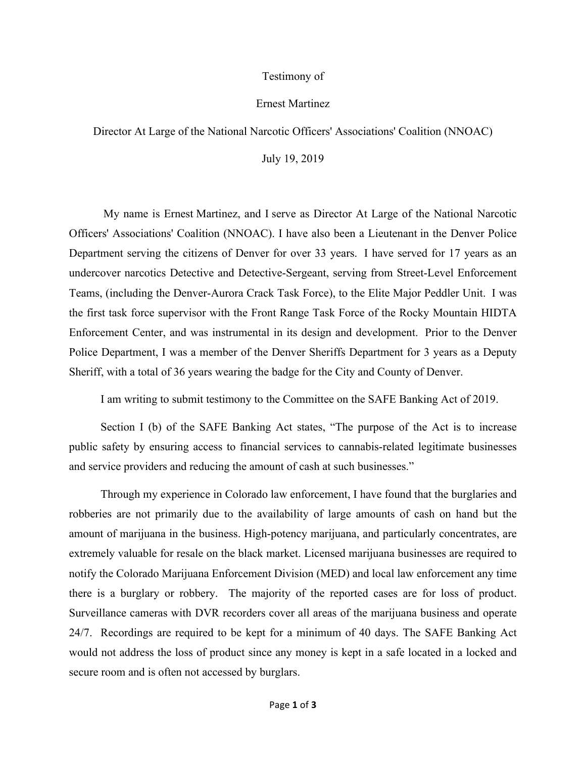Testimony of

Ernest Martinez

Director At Large of the National Narcotic Officers' Associations' Coalition (NNOAC)

July 19, 2019

My name is Ernest Martinez, and I serve as Director At Large of the National Narcotic Officers' Associations' Coalition (NNOAC). I have also been a Lieutenant in the Denver Police Department serving the citizens of Denver for over 33 years. I have served for 17 years as an undercover narcotics Detective and Detective-Sergeant, serving from Street-Level Enforcement Teams, (including the Denver-Aurora Crack Task Force), to the Elite Major Peddler Unit. I was the first task force supervisor with the Front Range Task Force of the Rocky Mountain HIDTA Enforcement Center, and was instrumental in its design and development. Prior to the Denver Police Department, I was a member of the Denver Sheriffs Department for 3 years as a Deputy Sheriff, with a total of 36 years wearing the badge for the City and County of Denver.

I am writing to submit testimony to the Committee on the SAFE Banking Act of 2019.

Section I (b) of the SAFE Banking Act states, "The purpose of the Act is to increase public safety by ensuring access to financial services to cannabis-related legitimate businesses and service providers and reducing the amount of cash at such businesses."

Through my experience in Colorado law enforcement, I have found that the burglaries and robberies are not primarily due to the availability of large amounts of cash on hand but the amount of marijuana in the business. High-potency marijuana, and particularly concentrates, are extremely valuable for resale on the black market. Licensed marijuana businesses are required to notify the Colorado Marijuana Enforcement Division (MED) and local law enforcement any time there is a burglary or robbery. The majority of the reported cases are for loss of product. Surveillance cameras with DVR recorders cover all areas of the marijuana business and operate 24/7. Recordings are required to be kept for a minimum of 40 days. The SAFE Banking Act would not address the loss of product since any money is kept in a safe located in a locked and secure room and is often not accessed by burglars.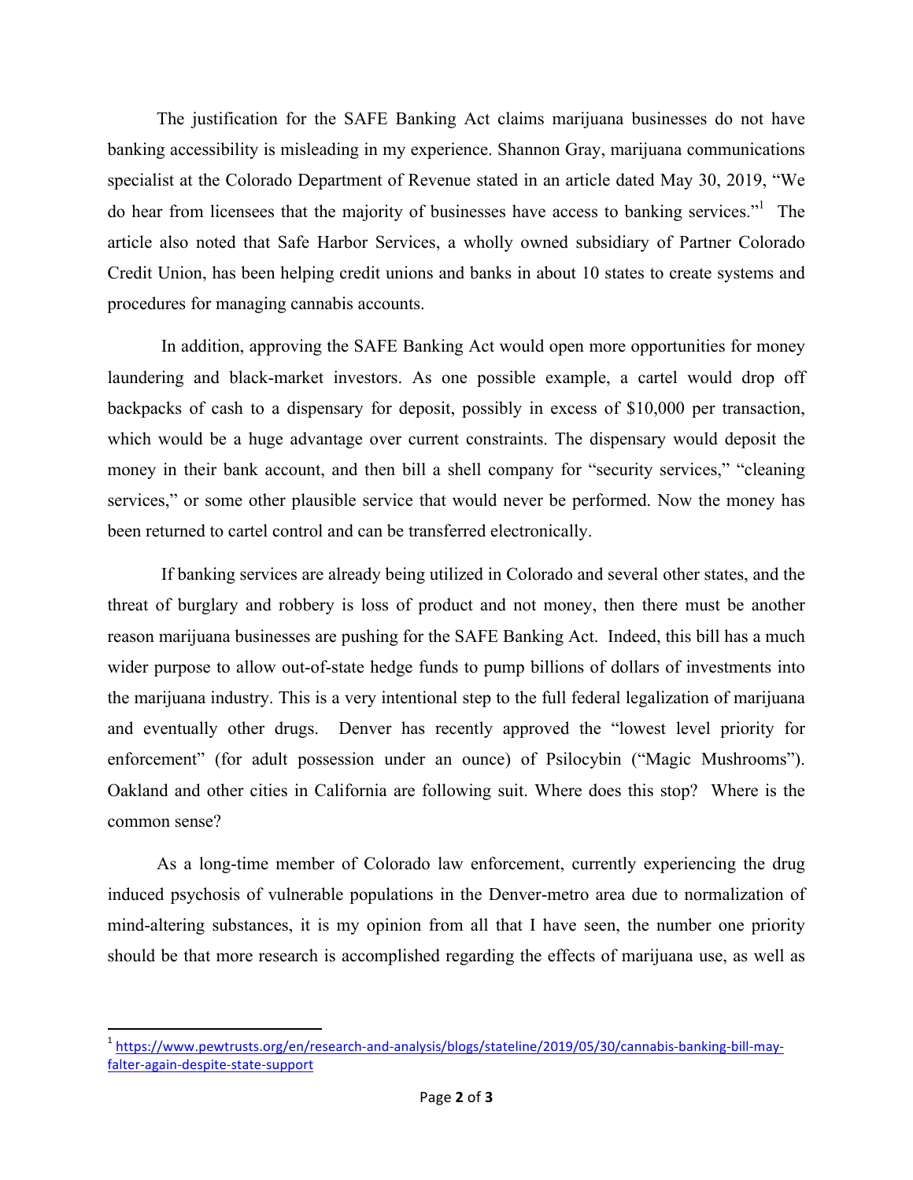The justification for the SAFE Banking Act claims marijuana businesses do not have banking accessibility is misleading in my experience. Shannon Gray, marijuana communications specialist at the Colorado Department of Revenue stated in an article dated May 30, 2019, "We do hear from licensees that the majority of businesses have access to banking services."[1] The article also noted that Safe Harbor Services, a wholly owned subsidiary of Partner Colorado Credit Union, has been helping credit unions and banks in about 10 states to create systems and procedures for managing cannabis accounts.

In addition, approving the SAFE Banking Act would open more opportunities for money laundering and black-market investors. As one possible example, a cartel would drop off backpacks of cash to a dispensary for deposit, possibly in excess of $10,000 per transaction, which would be a huge advantage over current constraints. The dispensary would deposit the money in their bank account, and then bill a shell company for "security services," "cleaning services," or some other plausible service that would never be performed. Now the money has been returned to cartel control and can be transferred electronically.

If banking services are already being utilized in Colorado and several other states, and the threat of burglary and robbery is loss of product and not money, then there must be another reason marijuana businesses are pushing for the SAFE Banking Act. Indeed, this bill has a much wider purpose to allow out-of-state hedge funds to pump billions of dollars of investments into the marijuana industry. This is a very intentional step to the full federal legalization of marijuana and eventually other drugs. Denver has recently approved the "lowest level priority for enforcement" (for adult possession under an ounce) of Psilocybin ("Magic Mushrooms"). Oakland and other cities in California are following suit. Where does this stop? Where is the common sense?

As a long-time member of Colorado law enforcement, currently experiencing the drug induced psychosis of vulnerable populations in the Denver-metro area due to normalization of mind-altering substances, it is my opinion from all that I have seen, the number one priority should be that more research is accomplished regarding the effects of marijuana use, as well as

---

[1] https://www.pewtrusts.org/en/research-and-analysis/blogs/stateline/2019/05/30/cannabis-banking-bill-may-falter-again-despite-state-support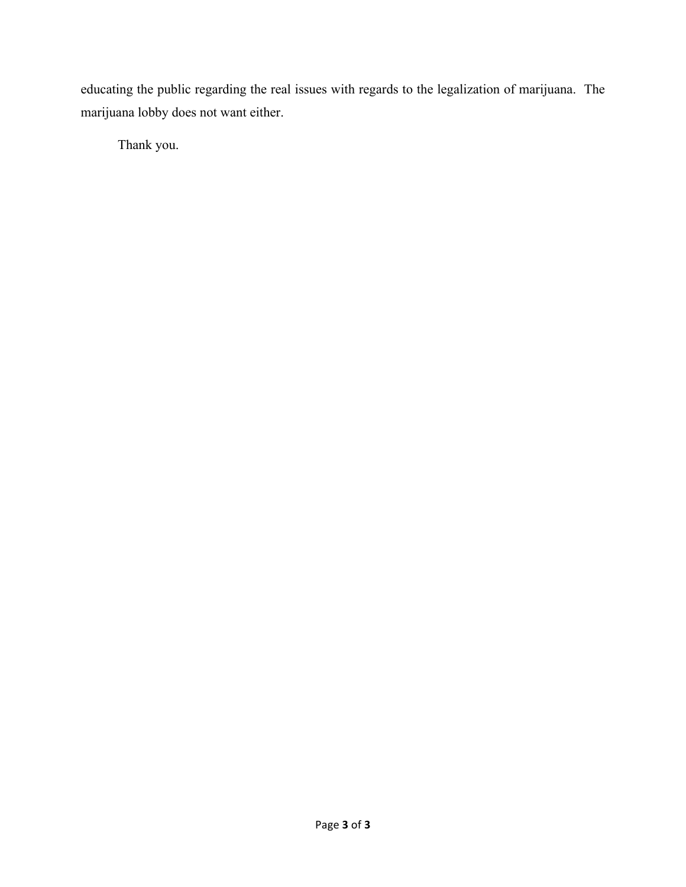educating the public regarding the real issues with regards to the legalization of marijuana. The marijuana lobby does not want either.

Thank you.